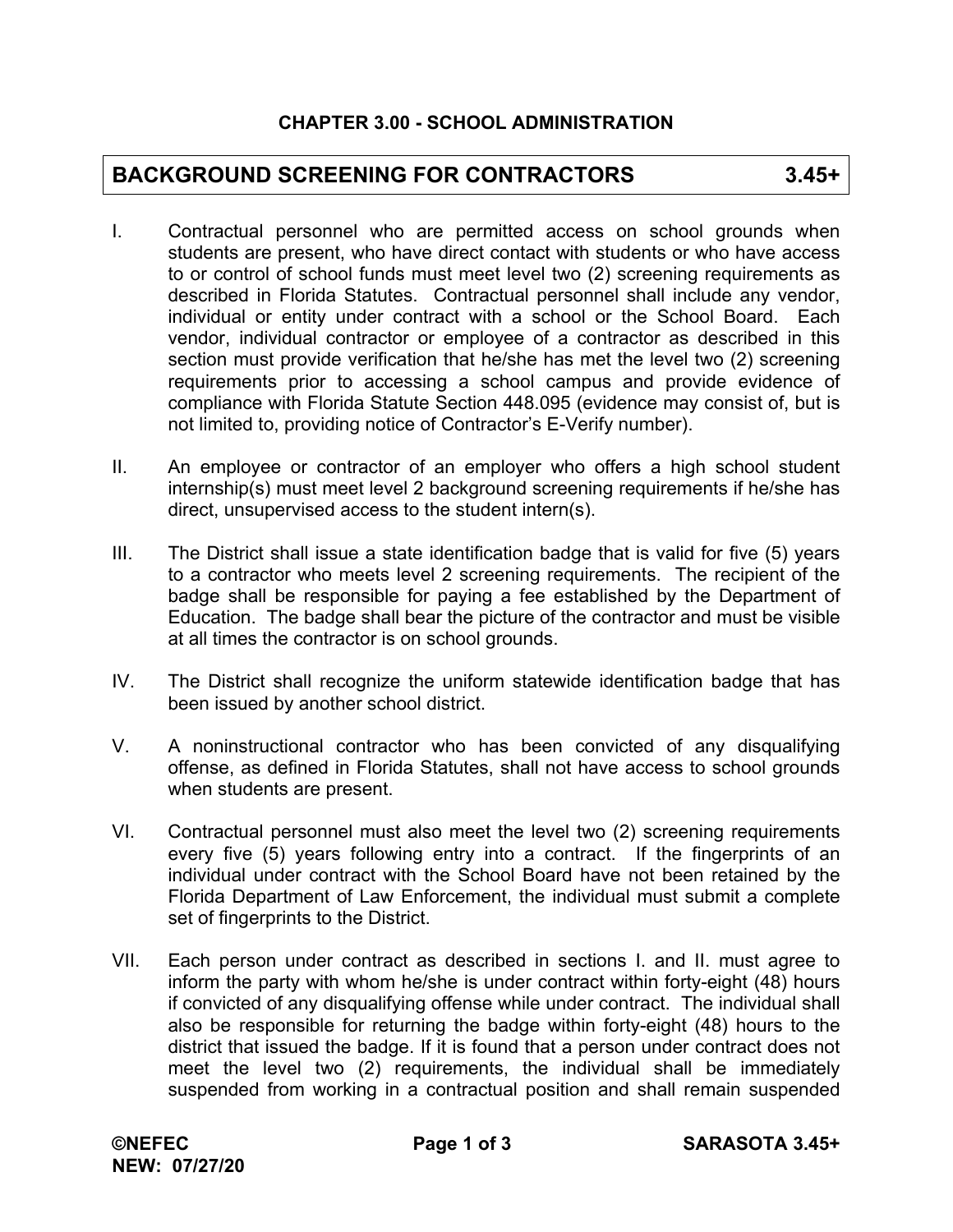## CHAPTER 3.00 - SCHOOL ADMINISTRATION

# BACKGROUND SCREENING FOR CONTRACTORS 3.45+

I. Contractual personnel who are permitted access on school grounds when students are present, who have direct contact with students or who have access to or control of school funds must meet level two (2) screening requirements as described in Florida Statutes. Contractual personnel shall include any vendor, individual or entity under contract with a school or the School Board. Each vendor, individual contractor or employee of a contractor as described in this section must provide verification that he/she has met the level two (2) screening requirements prior to accessing a school campus and provide evidence of compliance with Florida Statute Section 448.095 (evidence may consist of, but is not limited to, providing notice of Contractor's E-Verify number).

II. An employee or contractor of an employer who offers a high school student internship(s) must meet level 2 background screening requirements if he/she has direct, unsupervised access to the student intern(s).

III. The District shall issue a state identification badge that is valid for five (5) years to a contractor who meets level 2 screening requirements. The recipient of the badge shall be responsible for paying a fee established by the Department of Education. The badge shall bear the picture of the contractor and must be visible at all times the contractor is on school grounds.

IV. The District shall recognize the uniform statewide identification badge that has been issued by another school district.

V. A noninstructional contractor who has been convicted of any disqualifying offense, as defined in Florida Statutes, shall not have access to school grounds when students are present.

VI. Contractual personnel must also meet the level two (2) screening requirements every five (5) years following entry into a contract. If the fingerprints of an individual under contract with the School Board have not been retained by the Florida Department of Law Enforcement, the individual must submit a complete set of fingerprints to the District.

VII. Each person under contract as described in sections I. and II. must agree to inform the party with whom he/she is under contract within forty-eight (48) hours if convicted of any disqualifying offense while under contract. The individual shall also be responsible for returning the badge within forty-eight (48) hours to the district that issued the badge. If it is found that a person under contract does not meet the level two (2) requirements, the individual shall be immediately suspended from working in a contractual position and shall remain suspended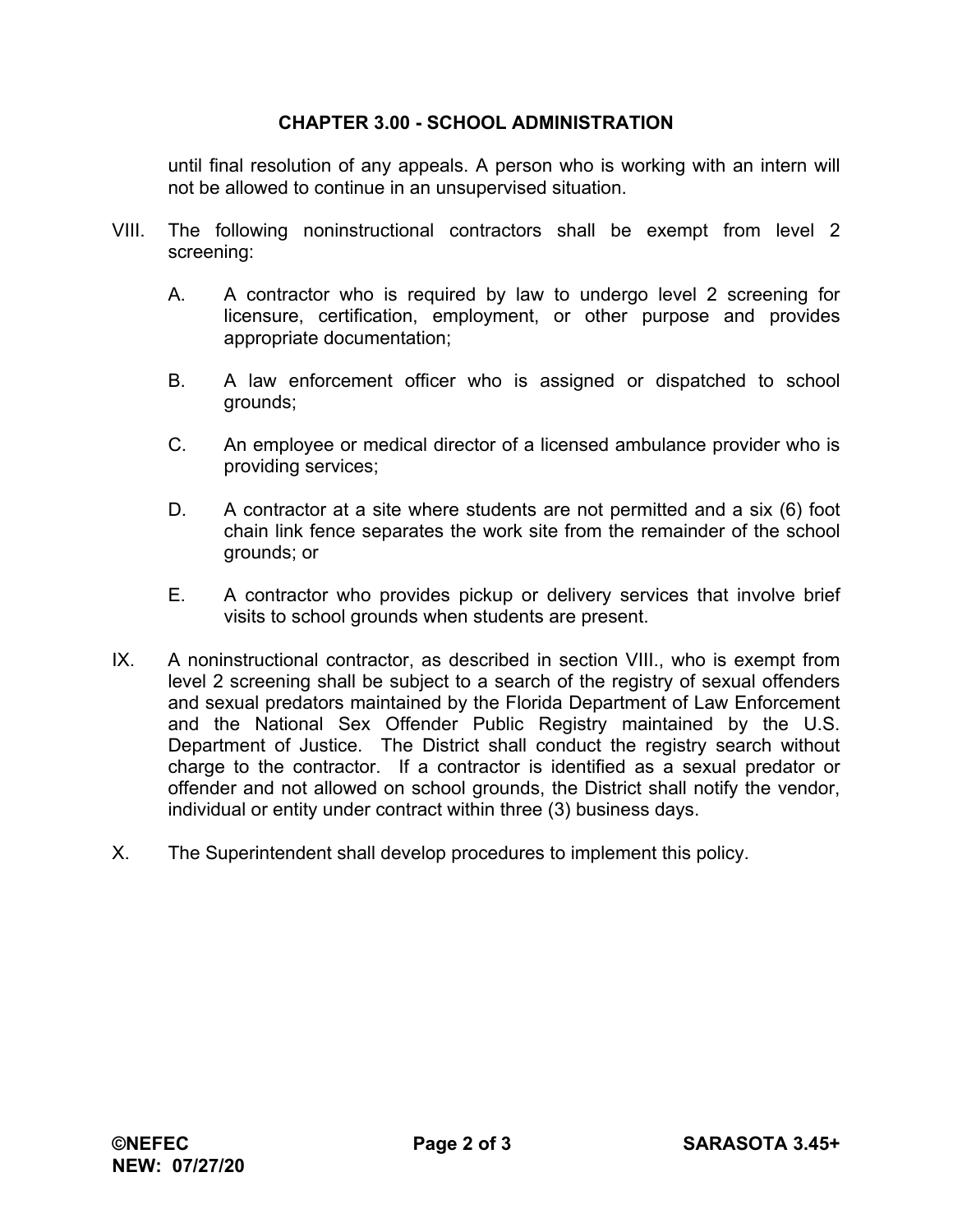until final resolution of any appeals. A person who is working with an intern will not be allowed to continue in an unsupervised situation.

VIII. The following noninstructional contractors shall be exempt from level 2 screening:

   A. A contractor who is required by law to undergo level 2 screening for licensure, certification, employment, or other purpose and provides appropriate documentation;

   B. A law enforcement officer who is assigned or dispatched to school grounds;

   C. An employee or medical director of a licensed ambulance provider who is providing services;

   D. A contractor at a site where students are not permitted and a six (6) foot chain link fence separates the work site from the remainder of the school grounds; or

   E. A contractor who provides pickup or delivery services that involve brief visits to school grounds when students are present.

IX. A noninstructional contractor, as described in section VIII., who is exempt from level 2 screening shall be subject to a search of the registry of sexual offenders and sexual predators maintained by the Florida Department of Law Enforcement and the National Sex Offender Public Registry maintained by the U.S. Department of Justice. The District shall conduct the registry search without charge to the contractor. If a contractor is identified as a sexual predator or offender and not allowed on school grounds, the District shall notify the vendor, individual or entity under contract within three (3) business days.

X. The Superintendent shall develop procedures to implement this policy.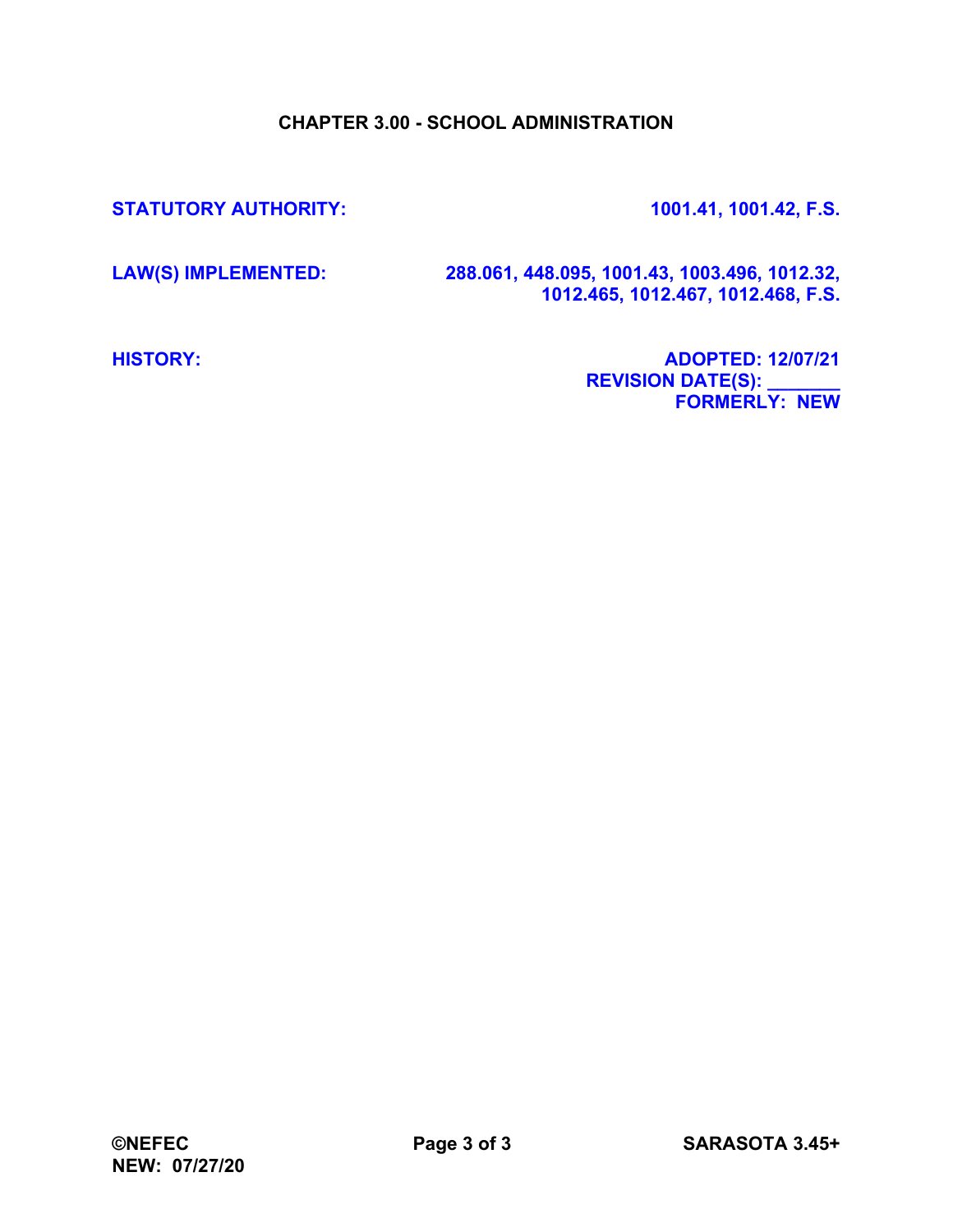**CHAPTER 3.00 - SCHOOL ADMINISTRATION**

**STATUTORY AUTHORITY:** **1001.41, 1001.42, F.S.**

**LAW(S) IMPLEMENTED:** **288.061, 448.095, 1001.43, 1003.496, 1012.32, 1012.465, 1012.467, 1012.468, F.S.**

**HISTORY:**
**ADOPTED: 12/07/21**
**REVISION DATE(S): _______**
**FORMERLY: NEW**